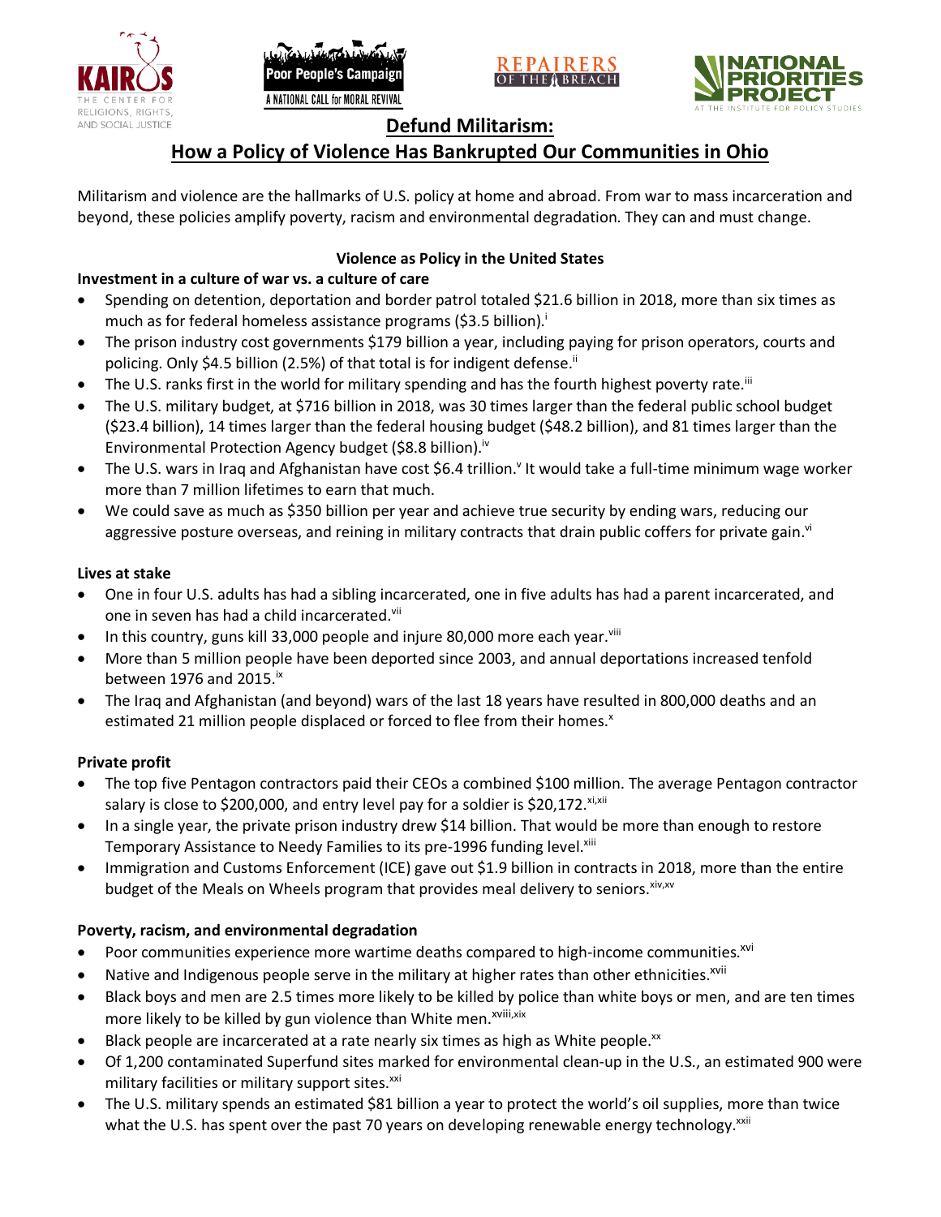# Defund Militarism:
# How a Policy of Violence Has Bankrupted Our Communities in Ohio

Militarism and violence are the hallmarks of U.S. policy at home and abroad. From war to mass incarceration and beyond, these policies amplify poverty, racism and environmental degradation. They can and must change.

## Violence as Policy in the United States

### Investment in a culture of war vs. a culture of care

- Spending on detention, deportation and border patrol totaled $21.6 billion in 2018, more than six times as much as for federal homeless assistance programs ($3.5 billion).[i]
- The prison industry cost governments $179 billion a year, including paying for prison operators, courts and policing. Only $4.5 billion (2.5%) of that total is for indigent defense.[ii]
- The U.S. ranks first in the world for military spending and has the fourth highest poverty rate.[iii]
- The U.S. military budget, at $716 billion in 2018, was 30 times larger than the federal public school budget ($23.4 billion), 14 times larger than the federal housing budget ($48.2 billion), and 81 times larger than the Environmental Protection Agency budget ($8.8 billion).[iv]
- The U.S. wars in Iraq and Afghanistan have cost $6.4 trillion.[v] It would take a full-time minimum wage worker more than 7 million lifetimes to earn that much.
- We could save as much as $350 billion per year and achieve true security by ending wars, reducing our aggressive posture overseas, and reining in military contracts that drain public coffers for private gain.[vi]

### Lives at stake

- One in four U.S. adults has had a sibling incarcerated, one in five adults has had a parent incarcerated, and one in seven has had a child incarcerated.[vii]
- In this country, guns kill 33,000 people and injure 80,000 more each year.[viii]
- More than 5 million people have been deported since 2003, and annual deportations increased tenfold between 1976 and 2015.[ix]
- The Iraq and Afghanistan (and beyond) wars of the last 18 years have resulted in 800,000 deaths and an estimated 21 million people displaced or forced to flee from their homes.[x]

### Private profit

- The top five Pentagon contractors paid their CEOs a combined $100 million. The average Pentagon contractor salary is close to $200,000, and entry level pay for a soldier is $20,172.[xi,xii]
- In a single year, the private prison industry drew $14 billion. That would be more than enough to restore Temporary Assistance to Needy Families to its pre-1996 funding level.[xiii]
- Immigration and Customs Enforcement (ICE) gave out $1.9 billion in contracts in 2018, more than the entire budget of the Meals on Wheels program that provides meal delivery to seniors.[xiv,xv]

### Poverty, racism, and environmental degradation

- Poor communities experience more wartime deaths compared to high-income communities.[xvi]
- Native and Indigenous people serve in the military at higher rates than other ethnicities.[xvii]
- Black boys and men are 2.5 times more likely to be killed by police than white boys or men, and are ten times more likely to be killed by gun violence than White men.[xviii,xix]
- Black people are incarcerated at a rate nearly six times as high as White people.[xx]
- Of 1,200 contaminated Superfund sites marked for environmental clean-up in the U.S., an estimated 900 were military facilities or military support sites.[xxi]
- The U.S. military spends an estimated $81 billion a year to protect the world's oil supplies, more than twice what the U.S. has spent over the past 70 years on developing renewable energy technology.[xxii]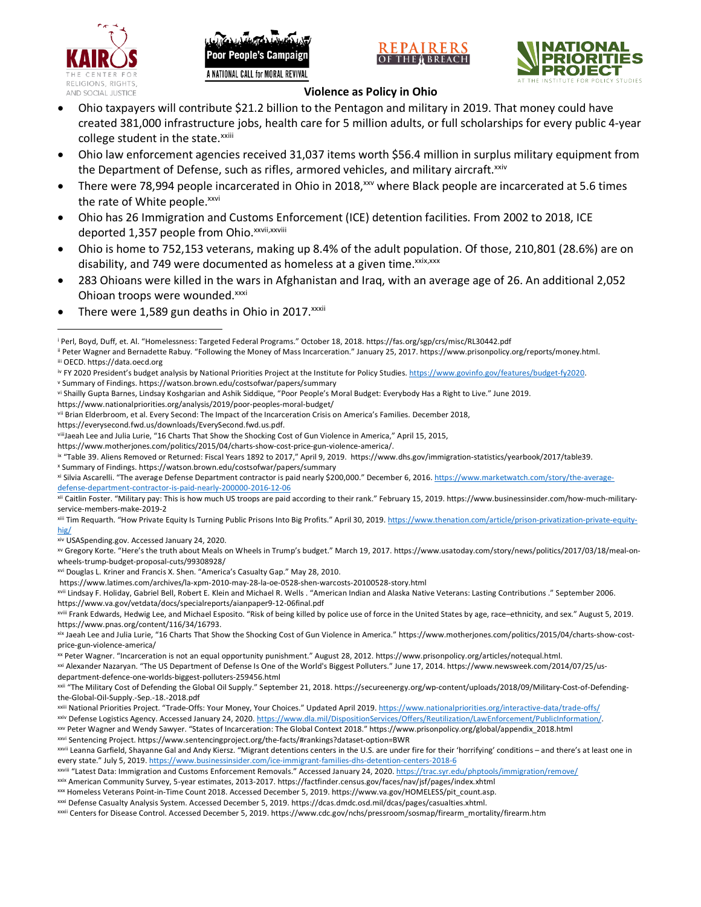## Violence as Policy in Ohio

- Ohio taxpayers will contribute $21.2 billion to the Pentagon and military in 2019. That money could have created 381,000 infrastructure jobs, health care for 5 million adults, or full scholarships for every public 4-year college student in the state.[xxiii]
- Ohio law enforcement agencies received 31,037 items worth $56.4 million in surplus military equipment from the Department of Defense, such as rifles, armored vehicles, and military aircraft.[xxiv]
- There were 78,994 people incarcerated in Ohio in 2018,[xxv] where Black people are incarcerated at 5.6 times the rate of White people.[xxvi]
- Ohio has 26 Immigration and Customs Enforcement (ICE) detention facilities. From 2002 to 2018, ICE deported 1,357 people from Ohio.[xxvii,xxviii]
- Ohio is home to 752,153 veterans, making up 8.4% of the adult population. Of those, 210,801 (28.6%) are on disability, and 749 were documented as homeless at a given time.[xxix,xxx]
- 283 Ohioans were killed in the wars in Afghanistan and Iraq, with an average age of 26. An additional 2,052 Ohioan troops were wounded.[xxxi]
- There were 1,589 gun deaths in Ohio in 2017.[xxxii]

---

[i] Perl, Boyd, Duff, et. Al. "Homelessness: Targeted Federal Programs." October 18, 2018. https://fas.org/sgp/crs/misc/RL30442.pdf

[ii] Peter Wagner and Bernadette Rabuy. "Following the Money of Mass Incarceration." January 25, 2017. https://www.prisonpolicy.org/reports/money.html.

[iii] OECD. https://data.oecd.org

[iv] FY 2020 President's budget analysis by National Priorities Project at the Institute for Policy Studies. https://www.govinfo.gov/features/budget-fy2020.

[v] Summary of Findings. https://watson.brown.edu/costsofwar/papers/summary

[vi] Shailly Gupta Barnes, Lindsay Koshgarian and Ashik Siddique, "Poor Peoples Moral Budget: Everybody Has a Right to Live." June 2019. https://www.nationalpriorities.org/analysis/2019/poor-peoples-moral-budget/

[vii] Brian Elderbroom, et al. Every Second: The Impact of the Incarceration Crisis on America's Families. December 2018, https://everysecond.fwd.us/downloads/EverySecond.fwd.us.pdf.

[viii] Jaeah Lee and Julia Lurie, "16 Charts That Show the Shocking Cost of Gun Violence in America," April 15, 2015, https://www.motherjones.com/politics/2015/04/charts-show-cost-price-gun-violence-america/.

[ix] "Table 39. Aliens Removed or Returned: Fiscal Years 1892 to 2017," April 9, 2019. https://www.dhs.gov/immigration-statistics/yearbook/2017/table39.

[x] Summary of Findings. https://watson.brown.edu/costsofwar/papers/summary

[xi] Silvia Ascarelli. "The average Defense Department contractor is paid nearly $200,000." December 6, 2016. https://www.marketwatch.com/story/the-average-defense-department-contractor-is-paid-nearly-200000-2016-12-06

[xii] Caitlin Foster. "Military pay: This is how much US troops are paid according to their rank." February 15, 2019. https://www.businessinsider.com/how-much-military-service-members-make-2019-2

[xiii] Tim Requarth. "How Private Equity Is Turning Public Prisons Into Big Profits." April 30, 2019. https://www.thenation.com/article/prison-privatization-private-equity-hig/

[xiv] USASpending.gov. Accessed January 24, 2020.

[xv] Gregory Korte. "Here's the truth about Meals on Wheels in Trump's budget." March 19, 2017. https://www.usatoday.com/story/news/politics/2017/03/18/meal-on-wheels-trump-budget-proposal-cuts/99308928/

[xvi] Douglas L. Kriner and Francis X. Shen. "America's Casualty Gap." May 28, 2010. https://www.latimes.com/archives/la-xpm-2010-may-28-la-oe-0528-shen-warcosts-20100528-story.html

[xvii] Lindsay F. Holiday, Gabriel Bell, Robert E. Klein and Michael R. Wells . "American Indian and Alaska Native Veterans: Lasting Contributions ." September 2006. https://www.va.gov/vetdata/docs/specialreports/aianpaper9-12-06final.pdf

[xviii] Frank Edwards, Hedwig Lee, and Michael Esposito. "Risk of being killed by police use of force in the United States by age, race–ethnicity, and sex." August 5, 2019. https://www.pnas.org/content/116/34/16793.

[xix] Jaeah Lee and Julia Lurie, "16 Charts That Show the Shocking Cost of Gun Violence in America." https://www.motherjones.com/politics/2015/04/charts-show-cost-price-gun-violence-america/

[xx] Peter Wagner. "Incarceration is not an equal opportunity punishment." August 28, 2012. https://www.prisonpolicy.org/articles/notequal.html.

[xxi] Alexander Nazaryan. "The US Department of Defense Is One of the World's Biggest Polluters." June 17, 2014. https://www.newsweek.com/2014/07/25/us-department-defence-one-worlds-biggest-polluters-259456.html

[xxii] "The Military Cost of Defending the Global Oil Supply." September 21, 2018. https://secureenergy.org/wp-content/uploads/2018/09/Military-Cost-of-Defending-the-Global-Oil-Supply.-Sep.-18.-2018.pdf

[xxiii] National Priorities Project. "Trade-Offs: Your Money, Your Choices." Updated April 2019. https://www.nationalpriorities.org/interactive-data/trade-offs/

[xxiv] Defense Logistics Agency. Accessed January 24, 2020. https://www.dla.mil/DispositionServices/Offers/Reutilization/LawEnforcement/PublicInformation/.

[xxv] Peter Wagner and Wendy Sawyer. "States of Incarceration: The Global Context 2018." https://www.prisonpolicy.org/global/appendix_2018.html

[xxvi] Sentencing Project. https://www.sentencingproject.org/the-facts/#rankings?dataset-option=BWR

[xxvii] Leanna Garfield, Shayanne Gal and Andy Kiersz. "Migrant detentions centers in the U.S. are under fire for their 'horrifying' conditions – and there's at least one in every state." July 5, 2019. https://www.businessinsider.com/ice-immigrant-families-dhs-detention-centers-2018-6

[xxviii] "Latest Data: Immigration and Customs Enforcement Removals." Accessed January 24, 2020. https://trac.syr.edu/phptools/immigration/remove/

[xxix] American Community Survey, 5-year estimates, 2013-2017. https://factfinder.census.gov/faces/nav/jsf/pages/index.xhtml

[xxx] Homeless Veterans Point-in-Time Count 2018. Accessed December 5, 2019. https://www.va.gov/HOMELESS/pit_count.asp.

[xxxi] Defense Casualty Analysis System. Accessed December 5, 2019. https://dcas.dmdc.osd.mil/dcas/pages/casualties.xhtml.

[xxxii] Centers for Disease Control. Accessed December 5, 2019. https://www.cdc.gov/nchs/pressroom/sosmap/firearm_mortality/firearm.htm